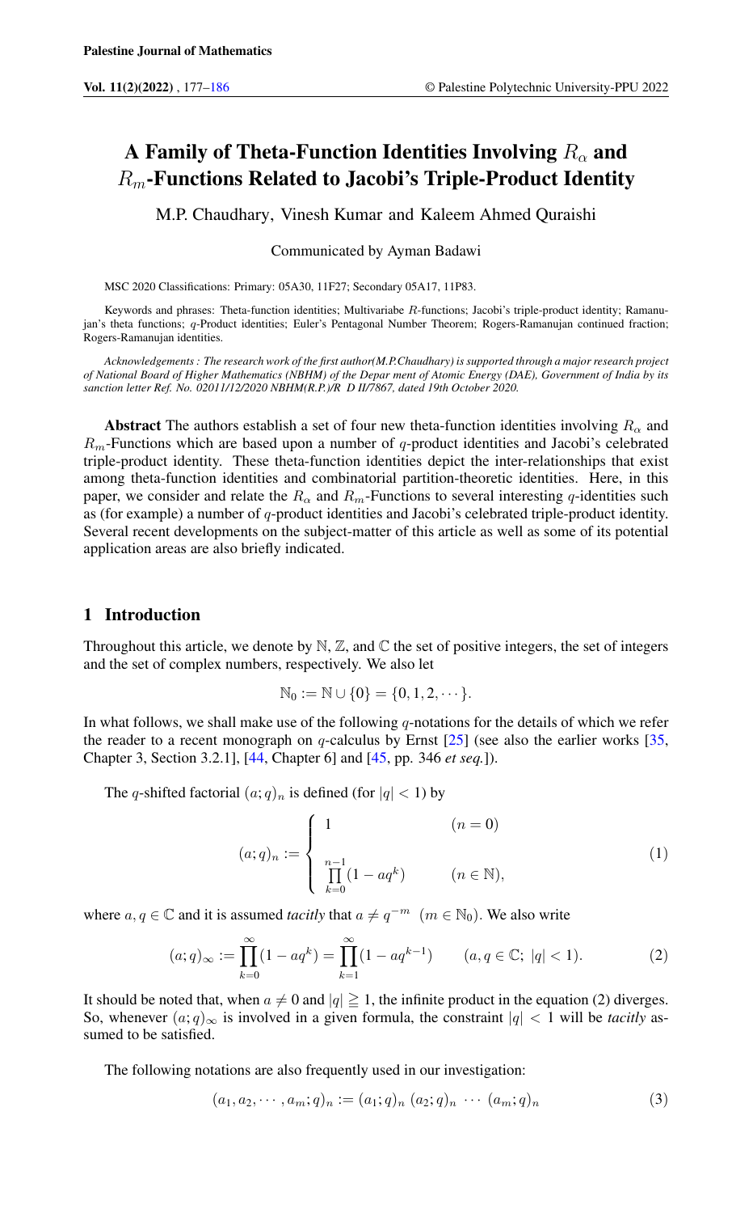# A Family of Theta-Function Identities Involving $R_\alpha$ and $R_m$-Functions Related to Jacobi's Triple-Product Identity

M.P. Chaudhary, Vinesh Kumar and Kaleem Ahmed Quraishi

Communicated by Ayman Badawi

MSC 2020 Classifications: Primary: 05A30, 11F27; Secondary 05A17, 11P83.

Keywords and phrases: Theta-function identities; Multivariabe $R$-functions; Jacobi's triple-product identity; Ramanujan's theta functions; $q$-Product identities; Euler's Pentagonal Number Theorem; Rogers-Ramanujan continued fraction; Rogers-Ramanujan identities.

*Acknowledgements : The research work of the first author(M.P.Chaudhary) is supported through a major research project of National Board of Higher Mathematics (NBHM) of the Depar ment of Atomic Energy (DAE), Government of India by its sanction letter Ref. No. 02011/12/2020 NBHM(R.P.)/R D II/7867, dated 19th October 2020.*

**Abstract** The authors establish a set of four new theta-function identities involving $R_\alpha$ and $R_m$-Functions which are based upon a number of $q$-product identities and Jacobi's celebrated triple-product identity. These theta-function identities depict the inter-relationships that exist among theta-function identities and combinatorial partition-theoretic identities. Here, in this paper, we consider and relate the $R_\alpha$ and $R_m$-Functions to several interesting $q$-identities such as (for example) a number of $q$-product identities and Jacobi's celebrated triple-product identity. Several recent developments on the subject-matter of this article as well as some of its potential application areas are also briefly indicated.

## 1 Introduction

Throughout this article, we denote by $\mathbb{N}$, $\mathbb{Z}$, and $\mathbb{C}$ the set of positive integers, the set of integers and the set of complex numbers, respectively. We also let

$$\mathbb{N}_0 := \mathbb{N} \cup \{0\} = \{0, 1, 2, \cdots\}.$$

In what follows, we shall make use of the following $q$-notations for the details of which we refer the reader to a recent monograph on $q$-calculus by Ernst [25] (see also the earlier works [35, Chapter 3, Section 3.2.1], [44, Chapter 6] and [45, pp. 346 *et seq.*]).

The $q$-shifted factorial $(a; q)_n$ is defined (for $|q| < 1$) by

$$(a;q)_n := \begin{cases} 1 & (n = 0) \\ \prod\limits_{k=0}^{n-1}(1 - aq^k) & (n \in \mathbb{N}), \end{cases} \tag{1}$$

where $a, q \in \mathbb{C}$ and it is assumed *tacitly* that $a \neq q^{-m}$ $(m \in \mathbb{N}_0)$. We also write

$$(a;q)_\infty := \prod_{k=0}^{\infty}(1 - aq^k) = \prod_{k=1}^{\infty}(1 - aq^{k-1}) \qquad (a, q \in \mathbb{C};\ |q| < 1). \tag{2}$$

It should be noted that, when $a \neq 0$ and $|q| \geqq 1$, the infinite product in the equation (2) diverges. So, whenever $(a; q)_\infty$ is involved in a given formula, the constraint $|q| < 1$ will be *tacitly* assumed to be satisfied.

The following notations are also frequently used in our investigation:

$$(a_1, a_2, \cdots, a_m; q)_n := (a_1; q)_n\ (a_2; q)_n\ \cdots\ (a_m; q)_n \tag{3}$$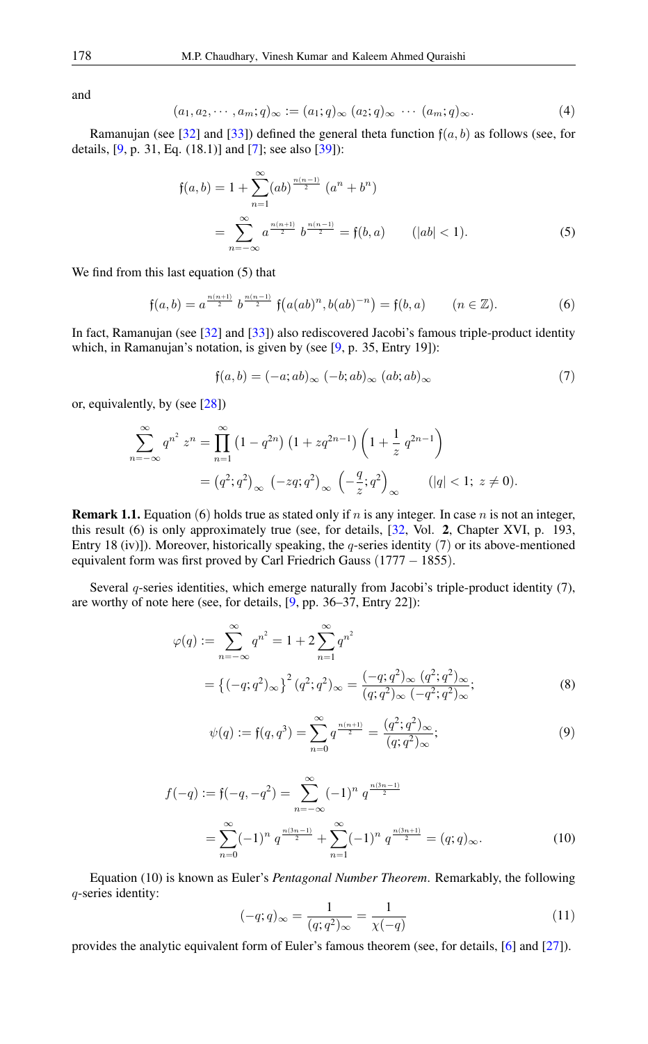and

$$(a_1, a_2, \cdots, a_m; q)_\infty := (a_1; q)_\infty \ (a_2; q)_\infty \ \cdots \ (a_m; q)_\infty. \tag{4}$$

Ramanujan (see [32] and [33]) defined the general theta function $\mathfrak{f}(a, b)$ as follows (see, for details, [9, p. 31, Eq. (18.1)] and [7]; see also [39]):

$$\begin{aligned}\mathfrak{f}(a, b) &= 1 + \sum_{n=1}^{\infty} (ab)^{\frac{n(n-1)}{2}} \ (a^n + b^n) \\ &= \sum_{n=-\infty}^{\infty} a^{\frac{n(n+1)}{2}} \ b^{\frac{n(n-1)}{2}} = \mathfrak{f}(b, a) \qquad (|ab| < 1).\end{aligned} \tag{5}$$

We find from this last equation (5) that

$$\mathfrak{f}(a, b) = a^{\frac{n(n+1)}{2}} \ b^{\frac{n(n-1)}{2}} \ \mathfrak{f}\big(a(ab)^n, b(ab)^{-n}\big) = \mathfrak{f}(b, a) \qquad (n \in \mathbb{Z}). \tag{6}$$

In fact, Ramanujan (see [32] and [33]) also rediscovered Jacobi's famous triple-product identity which, in Ramanujan's notation, is given by (see [9, p. 35, Entry 19]):

$$\mathfrak{f}(a, b) = (-a; ab)_\infty \ (-b; ab)_\infty \ (ab; ab)_\infty \tag{7}$$

or, equivalently, by (see [28])

$$\begin{aligned}\sum_{n=-\infty}^{\infty} q^{n^2} \ z^n &= \prod_{n=1}^{\infty} \left(1 - q^{2n}\right) \left(1 + zq^{2n-1}\right) \left(1 + \frac{1}{z} \ q^{2n-1}\right) \\ &= \left(q^2; q^2\right)_\infty \ \left(-zq; q^2\right)_\infty \ \left(-\frac{q}{z}; q^2\right)_\infty \qquad (|q| < 1; \ z \neq 0).\end{aligned}$$

**Remark 1.1.** Equation (6) holds true as stated only if $n$ is any integer. In case $n$ is not an integer, this result (6) is only approximately true (see, for details, [32, Vol. **2**, Chapter XVI, p. 193, Entry 18 (iv)]). Moreover, historically speaking, the $q$-series identity (7) or its above-mentioned equivalent form was first proved by Carl Friedrich Gauss $(1777 - 1855)$.

Several $q$-series identities, which emerge naturally from Jacobi's triple-product identity (7), are worthy of note here (see, for details, [9, pp. 36–37, Entry 22]):

$$\begin{aligned}\varphi(q) &:= \sum_{n=-\infty}^{\infty} q^{n^2} = 1 + 2 \sum_{n=1}^{\infty} q^{n^2} \\ &= \left\{(-q; q^2)_\infty\right\}^2 (q^2; q^2)_\infty = \frac{(-q; q^2)_\infty \ (q^2; q^2)_\infty}{(q; q^2)_\infty \ (-q^2; q^2)_\infty};\end{aligned} \tag{8}$$

$$\psi(q) := \mathfrak{f}(q, q^3) = \sum_{n=0}^{\infty} q^{\frac{n(n+1)}{2}} = \frac{(q^2; q^2)_\infty}{(q; q^2)_\infty}; \tag{9}$$

$$\begin{aligned}f(-q) &:= \mathfrak{f}(-q, -q^2) = \sum_{n=-\infty}^{\infty} (-1)^n \ q^{\frac{n(3n-1)}{2}} \\ &= \sum_{n=0}^{\infty} (-1)^n \ q^{\frac{n(3n-1)}{2}} + \sum_{n=1}^{\infty} (-1)^n \ q^{\frac{n(3n+1)}{2}} = (q; q)_\infty.\end{aligned} \tag{10}$$

Equation (10) is known as Euler's *Pentagonal Number Theorem*. Remarkably, the following $q$-series identity:

$$(-q; q)_\infty = \frac{1}{(q; q^2)_\infty} = \frac{1}{\chi(-q)} \tag{11}$$

provides the analytic equivalent form of Euler's famous theorem (see, for details, [6] and [27]).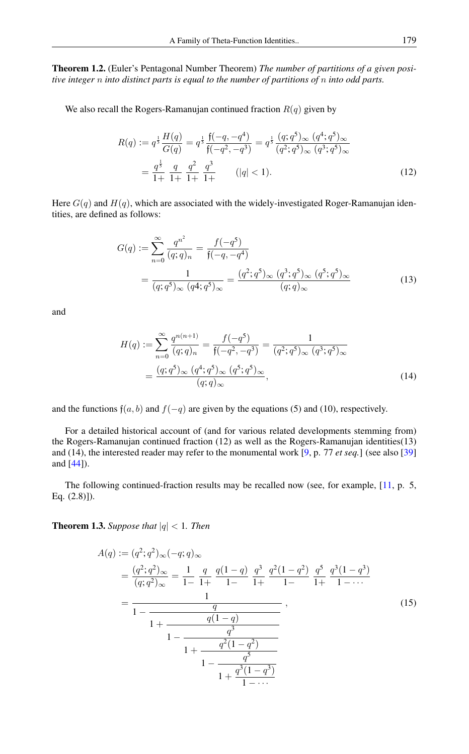**Theorem 1.2.** (Euler's Pentagonal Number Theorem) *The number of partitions of a given positive integer $n$ into distinct parts is equal to the number of partitions of $n$ into odd parts.*

We also recall the Rogers-Ramanujan continued fraction $R(q)$ given by

$$
\begin{aligned}
R(q) &:= q^{\frac{1}{5}} \frac{H(q)}{G(q)} = q^{\frac{1}{5}} \frac{\mathfrak{f}(-q,-q^4)}{\mathfrak{f}(-q^2,-q^3)} = q^{\frac{1}{5}} \frac{(q;q^5)_\infty \, (q^4;q^5)_\infty}{(q^2;q^5)_\infty \, (q^3;q^5)_\infty} \\
&= \frac{q^{\frac{1}{5}}}{1+} \, \frac{q}{1+} \, \frac{q^2}{1+} \, \frac{q^3}{1+} \qquad (|q|<1).
\end{aligned}
\tag{12}
$$

Here $G(q)$ and $H(q)$, which are associated with the widely-investigated Roger-Ramanujan identities, are defined as follows:

$$
\begin{aligned}
G(q) &:= \sum_{n=0}^{\infty} \frac{q^{n^2}}{(q;q)_n} = \frac{f(-q^5)}{\mathfrak{f}(-q,-q^4)} \\
&= \frac{1}{(q;q^5)_\infty \, (q4;q^5)_\infty} = \frac{(q^2;q^5)_\infty \, (q^3;q^5)_\infty \, (q^5;q^5)_\infty}{(q;q)_\infty}
\end{aligned}
\tag{13}
$$

and

$$
\begin{aligned}
H(q) &:= \sum_{n=0}^{\infty} \frac{q^{n(n+1)}}{(q;q)_n} = \frac{f(-q^5)}{\mathfrak{f}(-q^2,-q^3)} = \frac{1}{(q^2;q^5)_\infty \, (q^3;q^5)_\infty} \\
&= \frac{(q;q^5)_\infty \, (q^4;q^5)_\infty \, (q^5;q^5)_\infty}{(q;q)_\infty},
\end{aligned}
\tag{14}
$$

and the functions $\mathfrak{f}(a,b)$ and $f(-q)$ are given by the equations (5) and (10), respectively.

For a detailed historical account of (and for various related developments stemming from) the Rogers-Ramanujan continued fraction (12) as well as the Rogers-Ramanujan identities(13) and (14), the interested reader may refer to the monumental work [9, p. 77 *et seq.*] (see also [39] and [44]).

The following continued-fraction results may be recalled now (see, for example, [11, p. 5, Eq. (2.8)]).

**Theorem 1.3.** *Suppose that $|q|<1$. Then*

$$
\begin{aligned}
A(q) &:= (q^2;q^2)_\infty (-q;q)_\infty \\
&= \frac{(q^2;q^2)_\infty}{(q;q^2)_\infty} = \frac{1}{1-} \, \frac{q}{1+} \, \frac{q(1-q)}{1-} \, \frac{q^3}{1+} \, \frac{q^2(1-q^2)}{1-} \, \frac{q^5}{1+} \, \frac{q^3(1-q^3)}{1-\cdots} \\
&= \cfrac{1}{1-\cfrac{q}{1+\cfrac{q(1-q)}{1-\cfrac{q^3}{1+\cfrac{q^2(1-q^2)}{1-\cfrac{q^5}{1+\cfrac{q^3(1-q^3)}{1-\cdots}}}}}}},
\end{aligned}
\tag{15}
$$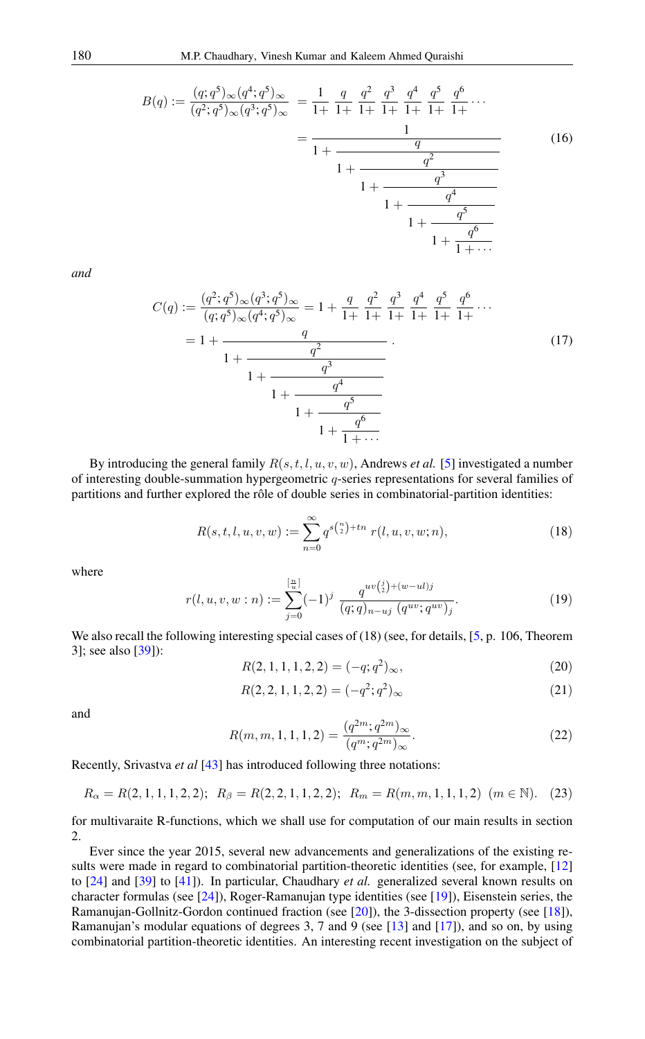$$B(q) := \frac{(q;q^5)_\infty (q^4;q^5)_\infty}{(q^2;q^5)_\infty (q^3;q^5)_\infty} = \frac{1}{1+}\ \frac{q}{1+}\ \frac{q^2}{1+}\ \frac{q^3}{1+}\ \frac{q^4}{1+}\ \frac{q^5}{1+}\ \frac{q^6}{1+}\cdots$$

$$= \cfrac{1}{1+\cfrac{q}{1+\cfrac{q^2}{1+\cfrac{q^3}{1+\cfrac{q^4}{1+\cfrac{q^5}{1+\cfrac{q^6}{1+\cdots}}}}}}} \tag{16}$$

*and*

$$C(q) := \frac{(q^2;q^5)_\infty (q^3;q^5)_\infty}{(q;q^5)_\infty (q^4;q^5)_\infty} = 1 + \frac{q}{1+}\ \frac{q^2}{1+}\ \frac{q^3}{1+}\ \frac{q^4}{1+}\ \frac{q^5}{1+}\ \frac{q^6}{1+}\cdots$$

$$= 1 + \cfrac{q}{1+\cfrac{q^2}{1+\cfrac{q^3}{1+\cfrac{q^4}{1+\cfrac{q^5}{1+\cfrac{q^6}{1+\cdots}}}}}}. \tag{17}$$

By introducing the general family $R(s,t,l,u,v,w)$, Andrews *et al.* [5] investigated a number of interesting double-summation hypergeometric $q$-series representations for several families of partitions and further explored the rôle of double series in combinatorial-partition identities:

$$R(s,t,l,u,v,w) := \sum_{n=0}^{\infty} q^{s\binom{n}{2}+tn}\, r(l,u,v,w;n), \tag{18}$$

where

$$r(l,u,v,w:n) := \sum_{j=0}^{\left[\frac{n}{u}\right]} (-1)^j \, \frac{q^{uv\binom{j}{2}+(w-ul)j}}{(q;q)_{n-uj}\,(q^{uv};q^{uv})_j}. \tag{19}$$

We also recall the following interesting special cases of (18) (see, for details, [5, p. 106, Theorem 3]; see also [39]):

$$R(2,1,1,1,2,2) = (-q;q^2)_\infty, \tag{20}$$

$$R(2,2,1,1,2,2) = (-q^2;q^2)_\infty \tag{21}$$

and

$$R(m,m,1,1,1,2) = \frac{(q^{2m};q^{2m})_\infty}{(q^m;q^{2m})_\infty}. \tag{22}$$

Recently, Srivastva *et al* [43] has introduced following three notations:

$$R_\alpha = R(2,1,1,1,2,2); \quad R_\beta = R(2,2,1,1,2,2); \quad R_m = R(m,m,1,1,1,2) \ \ (m \in \mathbb{N}). \tag{23}$$

for multivaraite R-functions, which we shall use for computation of our main results in section 2.

Ever since the year 2015, several new advancements and generalizations of the existing results were made in regard to combinatorial partition-theoretic identities (see, for example, [12] to [24] and [39] to [41]). In particular, Chaudhary *et al.* generalized several known results on character formulas (see [24]), Roger-Ramanujan type identities (see [19]), Eisenstein series, the Ramanujan-Gollnitz-Gordon continued fraction (see [20]), the 3-dissection property (see [18]), Ramanujan's modular equations of degrees 3, 7 and 9 (see [13] and [17]), and so on, by using combinatorial partition-theoretic identities. An interesting recent investigation on the subject of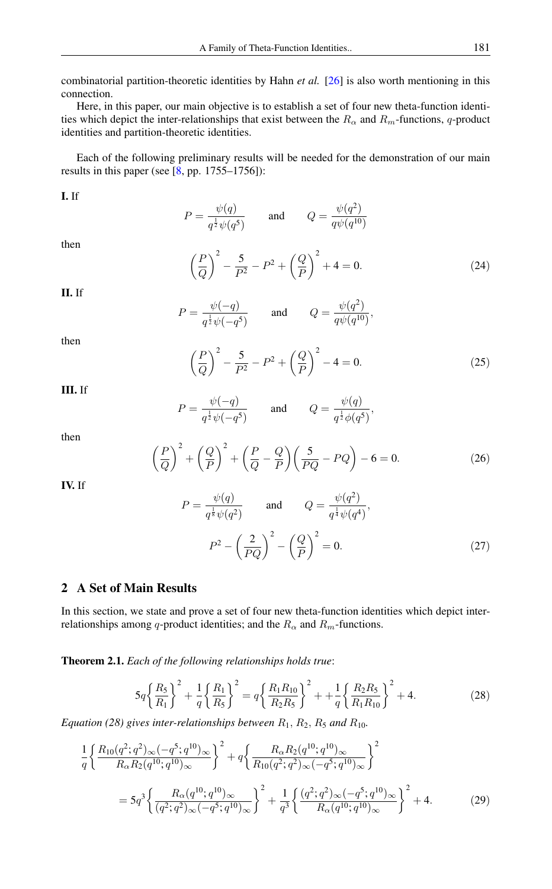combinatorial partition-theoretic identities by Hahn *et al.* [26] is also worth mentioning in this connection.

Here, in this paper, our main objective is to establish a set of four new theta-function identities which depict the inter-relationships that exist between the $R_\alpha$ and $R_m$-functions, $q$-product identities and partition-theoretic identities.

Each of the following preliminary results will be needed for the demonstration of our main results in this paper (see [8, pp. 1755–1756]):

**I.** If

$$P = \frac{\psi(q)}{q^{\frac{1}{2}}\psi(q^5)} \qquad \text{and} \qquad Q = \frac{\psi(q^2)}{q\psi(q^{10})}$$

then

$$\left(\frac{P}{Q}\right)^2 - \frac{5}{P^2} - P^2 + \left(\frac{Q}{P}\right)^2 + 4 = 0. \tag{24}$$

**II.** If

$$P = \frac{\psi(-q)}{q^{\frac{1}{2}}\psi(-q^5)} \qquad \text{and} \qquad Q = \frac{\psi(q^2)}{q\psi(q^{10})},$$

then

$$\left(\frac{P}{Q}\right)^2 - \frac{5}{P^2} - P^2 + \left(\frac{Q}{P}\right)^2 - 4 = 0. \tag{25}$$

**III.** If

$$P = \frac{\psi(-q)}{q^{\frac{1}{2}}\psi(-q^5)} \qquad \text{and} \qquad Q = \frac{\psi(q)}{q^{\frac{1}{2}}\phi(q^5)},$$

then

$$\left(\frac{P}{Q}\right)^2 + \left(\frac{Q}{P}\right)^2 + \left(\frac{P}{Q} - \frac{Q}{P}\right)\left(\frac{5}{PQ} - PQ\right) - 6 = 0. \tag{26}$$

**IV.** If

$$P = \frac{\psi(q)}{q^{\frac{1}{8}}\psi(q^2)} \qquad \text{and} \qquad Q = \frac{\psi(q^2)}{q^{\frac{1}{4}}\psi(q^4)},$$

$$P^2 - \left(\frac{2}{PQ}\right)^2 - \left(\frac{Q}{P}\right)^2 = 0. \tag{27}$$

## 2 A Set of Main Results

In this section, we state and prove a set of four new theta-function identities which depict inter-relationships among $q$-product identities; and the $R_\alpha$ and $R_m$-functions.

**Theorem 2.1.** *Each of the following relationships holds true*:

$$5q\left\{\frac{R_5}{R_1}\right\}^2 + \frac{1}{q}\left\{\frac{R_1}{R_5}\right\}^2 = q\left\{\frac{R_1R_{10}}{R_2R_5}\right\}^2 + +\frac{1}{q}\left\{\frac{R_2R_5}{R_1R_{10}}\right\}^2 + 4. \tag{28}$$

*Equation (28) gives inter-relationships between $R_1$, $R_2$, $R_5$ and $R_{10}$.*

$$\frac{1}{q}\left\{\frac{R_{10}(q^2;q^2)_\infty(-q^5;q^{10})_\infty}{R_\alpha R_2(q^{10};q^{10})_\infty}\right\}^2 + q\left\{\frac{R_\alpha R_2(q^{10};q^{10})_\infty}{R_{10}(q^2;q^2)_\infty(-q^5;q^{10})_\infty}\right\}^2$$

$$= 5q^3\left\{\frac{R_\alpha(q^{10};q^{10})_\infty}{(q^2;q^2)_\infty(-q^5;q^{10})_\infty}\right\}^2 + \frac{1}{q^3}\left\{\frac{(q^2;q^2)_\infty(-q^5;q^{10})_\infty}{R_\alpha(q^{10};q^{10})_\infty}\right\}^2 + 4. \tag{29}$$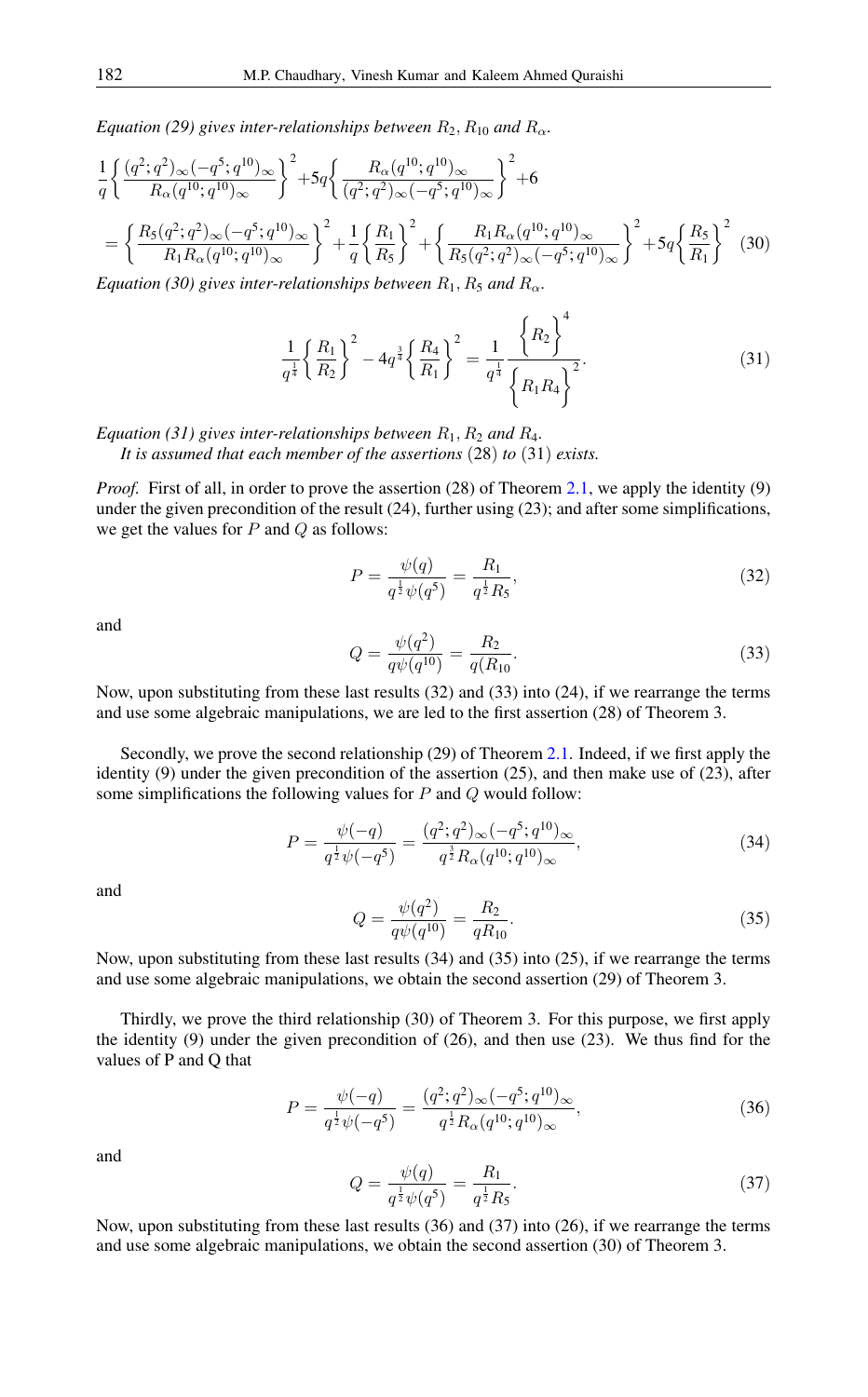*Equation (29) gives inter-relationships between $R_2, R_{10}$ and $R_\alpha$.*

$$\frac{1}{q}\left\{\frac{(q^2;q^2)_\infty(-q^5;q^{10})_\infty}{R_\alpha(q^{10};q^{10})_\infty}\right\}^2+5q\left\{\frac{R_\alpha(q^{10};q^{10})_\infty}{(q^2;q^2)_\infty(-q^5;q^{10})_\infty}\right\}^2+6$$

$$=\left\{\frac{R_5(q^2;q^2)_\infty(-q^5;q^{10})_\infty}{R_1R_\alpha(q^{10};q^{10})_\infty}\right\}^2+\frac{1}{q}\left\{\frac{R_1}{R_5}\right\}^2+\left\{\frac{R_1R_\alpha(q^{10};q^{10})_\infty}{R_5(q^2;q^2)_\infty(-q^5;q^{10})_\infty}\right\}^2+5q\left\{\frac{R_5}{R_1}\right\}^2 \quad (30)$$

*Equation (30) gives inter-relationships between $R_1, R_5$ and $R_\alpha$.*

$$\frac{1}{q^{\frac{1}{4}}}\left\{\frac{R_1}{R_2}\right\}^2-4q^{\frac{3}{4}}\left\{\frac{R_4}{R_1}\right\}^2=\frac{1}{q^{\frac{1}{4}}}\frac{\left\{R_2\right\}^4}{\left\{R_1R_4\right\}^2}. \quad (31)$$

*Equation (31) gives inter-relationships between $R_1, R_2$ and $R_4$.*

*It is assumed that each member of the assertions* (28) *to* (31) *exists.*

*Proof.* First of all, in order to prove the assertion (28) of Theorem 2.1, we apply the identity (9) under the given precondition of the result (24), further using (23); and after some simplifications, we get the values for $P$ and $Q$ as follows:

$$P=\frac{\psi(q)}{q^{\frac{1}{2}}\psi(q^5)}=\frac{R_1}{q^{\frac{1}{2}}R_5}, \quad (32)$$

and

$$Q=\frac{\psi(q^2)}{q\psi(q^{10})}=\frac{R_2}{q(R_{10}}. \quad (33)$$

Now, upon substituting from these last results (32) and (33) into (24), if we rearrange the terms and use some algebraic manipulations, we are led to the first assertion (28) of Theorem 3.

Secondly, we prove the second relationship (29) of Theorem 2.1. Indeed, if we first apply the identity (9) under the given precondition of the assertion (25), and then make use of (23), after some simplifications the following values for $P$ and $Q$ would follow:

$$P=\frac{\psi(-q)}{q^{\frac{1}{2}}\psi(-q^5)}=\frac{(q^2;q^2)_\infty(-q^5;q^{10})_\infty}{q^{\frac{3}{2}}R_\alpha(q^{10};q^{10})_\infty}, \quad (34)$$

and

$$Q=\frac{\psi(q^2)}{q\psi(q^{10})}=\frac{R_2}{qR_{10}}. \quad (35)$$

Now, upon substituting from these last results (34) and (35) into (25), if we rearrange the terms and use some algebraic manipulations, we obtain the second assertion (29) of Theorem 3.

Thirdly, we prove the third relationship (30) of Theorem 3. For this purpose, we first apply the identity (9) under the given precondition of (26), and then use (23). We thus find for the values of P and Q that

$$P=\frac{\psi(-q)}{q^{\frac{1}{2}}\psi(-q^5)}=\frac{(q^2;q^2)_\infty(-q^5;q^{10})_\infty}{q^{\frac{1}{2}}R_\alpha(q^{10};q^{10})_\infty}, \quad (36)$$

and

$$Q=\frac{\psi(q)}{q^{\frac{1}{2}}\psi(q^5)}=\frac{R_1}{q^{\frac{1}{2}}R_5}. \quad (37)$$

Now, upon substituting from these last results (36) and (37) into (26), if we rearrange the terms and use some algebraic manipulations, we obtain the second assertion (30) of Theorem 3.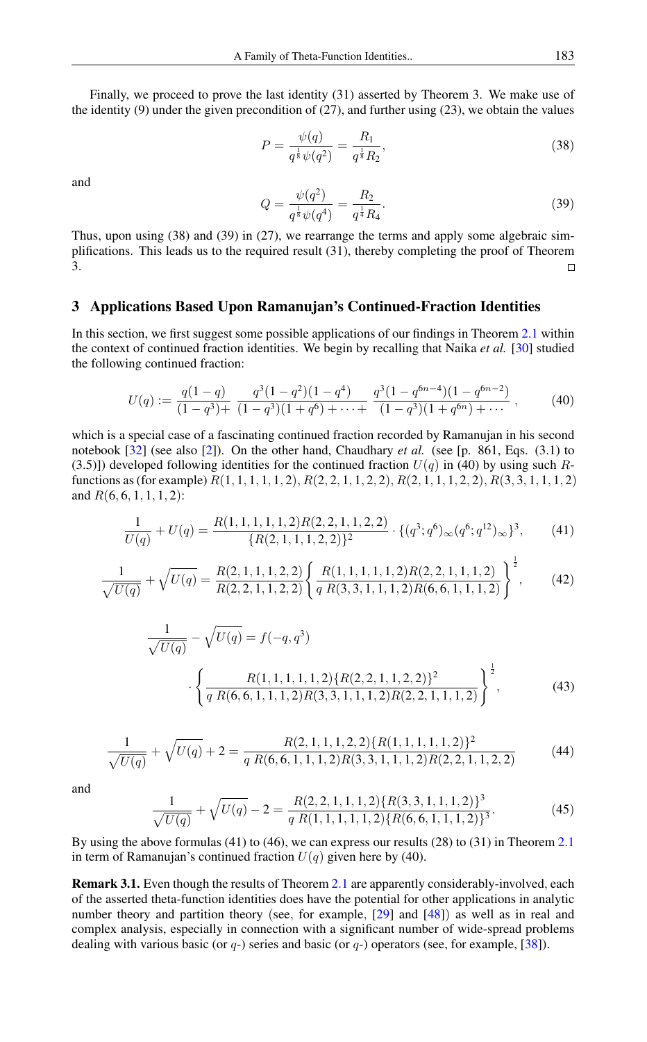Finally, we proceed to prove the last identity (31) asserted by Theorem 3. We make use of the identity (9) under the given precondition of (27), and further using (23), we obtain the values

$$P = \frac{\psi(q)}{q^{\frac{1}{8}}\psi(q^2)} = \frac{R_1}{q^{\frac{1}{8}}R_2}, \tag{38}$$

and

$$Q = \frac{\psi(q^2)}{q^{\frac{1}{8}}\psi(q^4)} = \frac{R_2}{q^{\frac{1}{4}}R_4}. \tag{39}$$

Thus, upon using (38) and (39) in (27), we rearrange the terms and apply some algebraic simplifications. This leads us to the required result (31), thereby completing the proof of Theorem 3. □

## 3 Applications Based Upon Ramanujan's Continued-Fraction Identities

In this section, we first suggest some possible applications of our findings in Theorem 2.1 within the context of continued fraction identities. We begin by recalling that Naika *et al.* [30] studied the following continued fraction:

$$U(q) := \frac{q(1-q)}{(1-q^3)+}\ \frac{q^3(1-q^2)(1-q^4)}{(1-q^3)(1+q^6)+\cdots+}\ \frac{q^3(1-q^{6n-4})(1-q^{6n-2})}{(1-q^3)(1+q^{6n})+\cdots}\ , \tag{40}$$

which is a special case of a fascinating continued fraction recorded by Ramanujan in his second notebook [32] (see also [2]). On the other hand, Chaudhary *et al.* (see [p. 861, Eqs. (3.1) to (3.5)]) developed following identities for the continued fraction $U(q)$ in (40) by using such $R$-functions as (for example) $R(1,1,1,1,1,2)$, $R(2,2,1,1,2,2)$, $R(2,1,1,1,2,2)$, $R(3,3,1,1,1,2)$ and $R(6,6,1,1,1,2)$:

$$\frac{1}{U(q)} + U(q) = \frac{R(1,1,1,1,1,2)R(2,2,1,1,2,2)}{\{R(2,1,1,1,2,2)\}^2} \cdot \{(q^3;q^6)_\infty(q^6;q^{12})_\infty\}^3, \tag{41}$$

$$\frac{1}{\sqrt{U(q)}} + \sqrt{U(q)} = \frac{R(2,1,1,1,2,2)}{R(2,2,1,1,2,2)}\left\{\frac{R(1,1,1,1,1,2)R(2,2,1,1,1,2)}{q\,R(3,3,1,1,1,2)R(6,6,1,1,1,2)}\right\}^{\frac{1}{2}}, \tag{42}$$

$$\begin{aligned}\frac{1}{\sqrt{U(q)}} - \sqrt{U(q)} &= f(-q,q^3)\\ &\cdot\left\{\frac{R(1,1,1,1,1,2)\{R(2,2,1,1,2,2)\}^2}{q\,R(6,6,1,1,1,2)R(3,3,1,1,1,2)R(2,2,1,1,1,2)}\right\}^{\frac{1}{2}},\end{aligned} \tag{43}$$

$$\frac{1}{\sqrt{U(q)}} + \sqrt{U(q)} + 2 = \frac{R(2,1,1,1,2,2)\{R(1,1,1,1,1,2)\}^2}{q\,R(6,6,1,1,1,2)R(3,3,1,1,1,2)R(2,2,1,1,2,2)} \tag{44}$$

and

$$\frac{1}{\sqrt{U(q)}} + \sqrt{U(q)} - 2 = \frac{R(2,2,1,1,1,2)\{R(3,3,1,1,1,2)\}^3}{q\,R(1,1,1,1,1,2)\{R(6,6,1,1,1,2)\}^3}. \tag{45}$$

By using the above formulas (41) to (46), we can express our results (28) to (31) in Theorem 2.1 in term of Ramanujan's continued fraction $U(q)$ given here by (40).

**Remark 3.1.** Even though the results of Theorem 2.1 are apparently considerably-involved, each of the asserted theta-function identities does have the potential for other applications in analytic number theory and partition theory (see, for example, [29] and [48]) as well as in real and complex analysis, especially in connection with a significant number of wide-spread problems dealing with various basic (or $q$-) series and basic (or $q$-) operators (see, for example, [38]).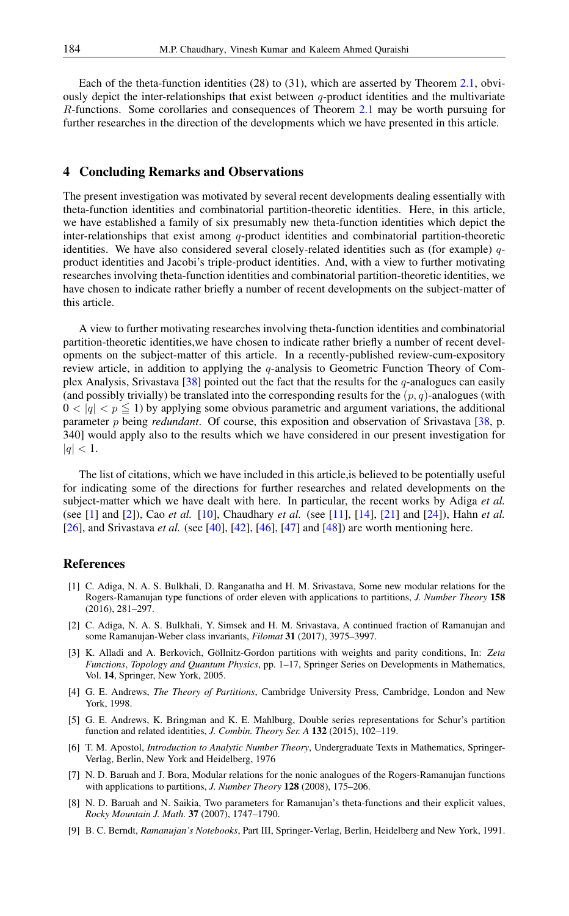Each of the theta-function identities (28) to (31), which are asserted by Theorem 2.1, obviously depict the inter-relationships that exist between $q$-product identities and the multivariate $R$-functions. Some corollaries and consequences of Theorem 2.1 may be worth pursuing for further researches in the direction of the developments which we have presented in this article.

## 4 Concluding Remarks and Observations

The present investigation was motivated by several recent developments dealing essentially with theta-function identities and combinatorial partition-theoretic identities. Here, in this article, we have established a family of six presumably new theta-function identities which depict the inter-relationships that exist among $q$-product identities and combinatorial partition-theoretic identities. We have also considered several closely-related identities such as (for example) $q$-product identities and Jacobi's triple-product identities. And, with a view to further motivating researches involving theta-function identities and combinatorial partition-theoretic identities, we have chosen to indicate rather briefly a number of recent developments on the subject-matter of this article.

A view to further motivating researches involving theta-function identities and combinatorial partition-theoretic identities,we have chosen to indicate rather briefly a number of recent developments on the subject-matter of this article. In a recently-published review-cum-expository review article, in addition to applying the $q$-analysis to Geometric Function Theory of Complex Analysis, Srivastava [38] pointed out the fact that the results for the $q$-analogues can easily (and possibly trivially) be translated into the corresponding results for the $(p, q)$-analogues (with $0 < |q| < p \leqq 1$) by applying some obvious parametric and argument variations, the additional parameter $p$ being *redundant*. Of course, this exposition and observation of Srivastava [38, p. 340] would apply also to the results which we have considered in our present investigation for $|q| < 1$.

The list of citations, which we have included in this article,is believed to be potentially useful for indicating some of the directions for further researches and related developments on the subject-matter which we have dealt with here. In particular, the recent works by Adiga *et al.* (see [1] and [2]), Cao *et al.* [10], Chaudhary *et al.* (see [11], [14], [21] and [24]), Hahn *et al.* [26], and Srivastava *et al.* (see [40], [42], [46], [47] and [48]) are worth mentioning here.

## References

[1] C. Adiga, N. A. S. Bulkhali, D. Ranganatha and H. M. Srivastava, Some new modular relations for the Rogers-Ramanujan type functions of order eleven with applications to partitions, *J. Number Theory* **158** (2016), 281–297.

[2] C. Adiga, N. A. S. Bulkhali, Y. Simsek and H. M. Srivastava, A continued fraction of Ramanujan and some Ramanujan-Weber class invariants, *Filomat* **31** (2017), 3975–3997.

[3] K. Alladi and A. Berkovich, Göllnitz-Gordon partitions with weights and parity conditions, In: *Zeta Functions, Topology and Quantum Physics*, pp. 1–17, Springer Series on Developments in Mathematics, Vol. **14**, Springer, New York, 2005.

[4] G. E. Andrews, *The Theory of Partitions*, Cambridge University Press, Cambridge, London and New York, 1998.

[5] G. E. Andrews, K. Bringman and K. E. Mahlburg, Double series representations for Schur's partition function and related identities, *J. Combin. Theory Ser. A* **132** (2015), 102–119.

[6] T. M. Apostol, *Introduction to Analytic Number Theory*, Undergraduate Texts in Mathematics, Springer-Verlag, Berlin, New York and Heidelberg, 1976

[7] N. D. Baruah and J. Bora, Modular relations for the nonic analogues of the Rogers-Ramanujan functions with applications to partitions, *J. Number Theory* **128** (2008), 175–206.

[8] N. D. Baruah and N. Saikia, Two parameters for Ramanujan's theta-functions and their explicit values, *Rocky Mountain J. Math.* **37** (2007), 1747–1790.

[9] B. C. Berndt, *Ramanujan's Notebooks*, Part III, Springer-Verlag, Berlin, Heidelberg and New York, 1991.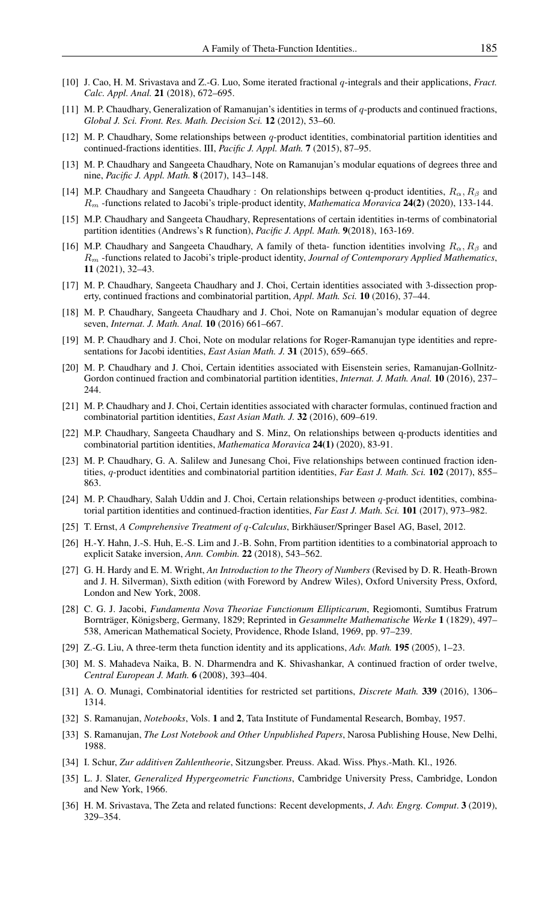[10] J. Cao, H. M. Srivastava and Z.-G. Luo, Some iterated fractional $q$-integrals and their applications, *Fract. Calc. Appl. Anal.* **21** (2018), 672–695.

[11] M. P. Chaudhary, Generalization of Ramanujan's identities in terms of $q$-products and continued fractions, *Global J. Sci. Front. Res. Math. Decision Sci.* **12** (2012), 53–60.

[12] M. P. Chaudhary, Some relationships between $q$-product identities, combinatorial partition identities and continued-fractions identities. III, *Pacific J. Appl. Math.* **7** (2015), 87–95.

[13] M. P. Chaudhary and Sangeeta Chaudhary, Note on Ramanujan's modular equations of degrees three and nine, *Pacific J. Appl. Math.* **8** (2017), 143–148.

[14] M.P. Chaudhary and Sangeeta Chaudhary : On relationships between q-product identities, $R_\alpha, R_\beta$ and $R_m$ -functions related to Jacobi's triple-product identity, *Mathematica Moravica* **24(2)** (2020), 133-144.

[15] M.P. Chaudhary and Sangeeta Chaudhary, Representations of certain identities in-terms of combinatorial partition identities (Andrews's R function), *Pacific J. Appl. Math.* **9**(2018), 163-169.

[16] M.P. Chaudhary and Sangeeta Chaudhary, A family of theta- function identities involving $R_\alpha, R_\beta$ and $R_m$ -functions related to Jacobi's triple-product identity, *Journal of Contemporary Applied Mathematics*, **11** (2021), 32–43.

[17] M. P. Chaudhary, Sangeeta Chaudhary and J. Choi, Certain identities associated with 3-dissection property, continued fractions and combinatorial partition, *Appl. Math. Sci.* **10** (2016), 37–44.

[18] M. P. Chaudhary, Sangeeta Chaudhary and J. Choi, Note on Ramanujan's modular equation of degree seven, *Internat. J. Math. Anal.* **10** (2016) 661–667.

[19] M. P. Chaudhary and J. Choi, Note on modular relations for Roger-Ramanujan type identities and representations for Jacobi identities, *East Asian Math. J.* **31** (2015), 659–665.

[20] M. P. Chaudhary and J. Choi, Certain identities associated with Eisenstein series, Ramanujan-Gollnitz-Gordon continued fraction and combinatorial partition identities, *Internat. J. Math. Anal.* **10** (2016), 237–244.

[21] M. P. Chaudhary and J. Choi, Certain identities associated with character formulas, continued fraction and combinatorial partition identities, *East Asian Math. J.* **32** (2016), 609–619.

[22] M.P. Chaudhary, Sangeeta Chaudhary and S. Minz, On relationships between q-products identities and combinatorial partition identities, *Mathematica Moravica* **24(1)** (2020), 83-91.

[23] M. P. Chaudhary, G. A. Salilew and Junesang Choi, Five relationships between continued fraction identities, $q$-product identities and combinatorial partition identities, *Far East J. Math. Sci.* **102** (2017), 855–863.

[24] M. P. Chaudhary, Salah Uddin and J. Choi, Certain relationships between $q$-product identities, combinatorial partition identities and continued-fraction identities, *Far East J. Math. Sci.* **101** (2017), 973–982.

[25] T. Ernst, *A Comprehensive Treatment of $q$-Calculus*, Birkhäuser/Springer Basel AG, Basel, 2012.

[26] H.-Y. Hahn, J.-S. Huh, E.-S. Lim and J.-B. Sohn, From partition identities to a combinatorial approach to explicit Satake inversion, *Ann. Combin.* **22** (2018), 543–562.

[27] G. H. Hardy and E. M. Wright, *An Introduction to the Theory of Numbers* (Revised by D. R. Heath-Brown and J. H. Silverman), Sixth edition (with Foreword by Andrew Wiles), Oxford University Press, Oxford, London and New York, 2008.

[28] C. G. J. Jacobi, *Fundamenta Nova Theoriae Functionum Ellipticarum*, Regiomonti, Sumtibus Fratrum Bornträger, Königsberg, Germany, 1829; Reprinted in *Gesammelte Mathematische Werke* **1** (1829), 497–538, American Mathematical Society, Providence, Rhode Island, 1969, pp. 97–239.

[29] Z.-G. Liu, A three-term theta function identity and its applications, *Adv. Math.* **195** (2005), 1–23.

[30] M. S. Mahadeva Naika, B. N. Dharmendra and K. Shivashankar, A continued fraction of order twelve, *Central European J. Math.* **6** (2008), 393–404.

[31] A. O. Munagi, Combinatorial identities for restricted set partitions, *Discrete Math.* **339** (2016), 1306–1314.

[32] S. Ramanujan, *Notebooks*, Vols. **1** and **2**, Tata Institute of Fundamental Research, Bombay, 1957.

[33] S. Ramanujan, *The Lost Notebook and Other Unpublished Papers*, Narosa Publishing House, New Delhi, 1988.

[34] I. Schur, *Zur additiven Zahlentheorie*, Sitzungsber. Preuss. Akad. Wiss. Phys.-Math. Kl., 1926.

[35] L. J. Slater, *Generalized Hypergeometric Functions*, Cambridge University Press, Cambridge, London and New York, 1966.

[36] H. M. Srivastava, The Zeta and related functions: Recent developments, *J. Adv. Engrg. Comput*. **3** (2019), 329–354.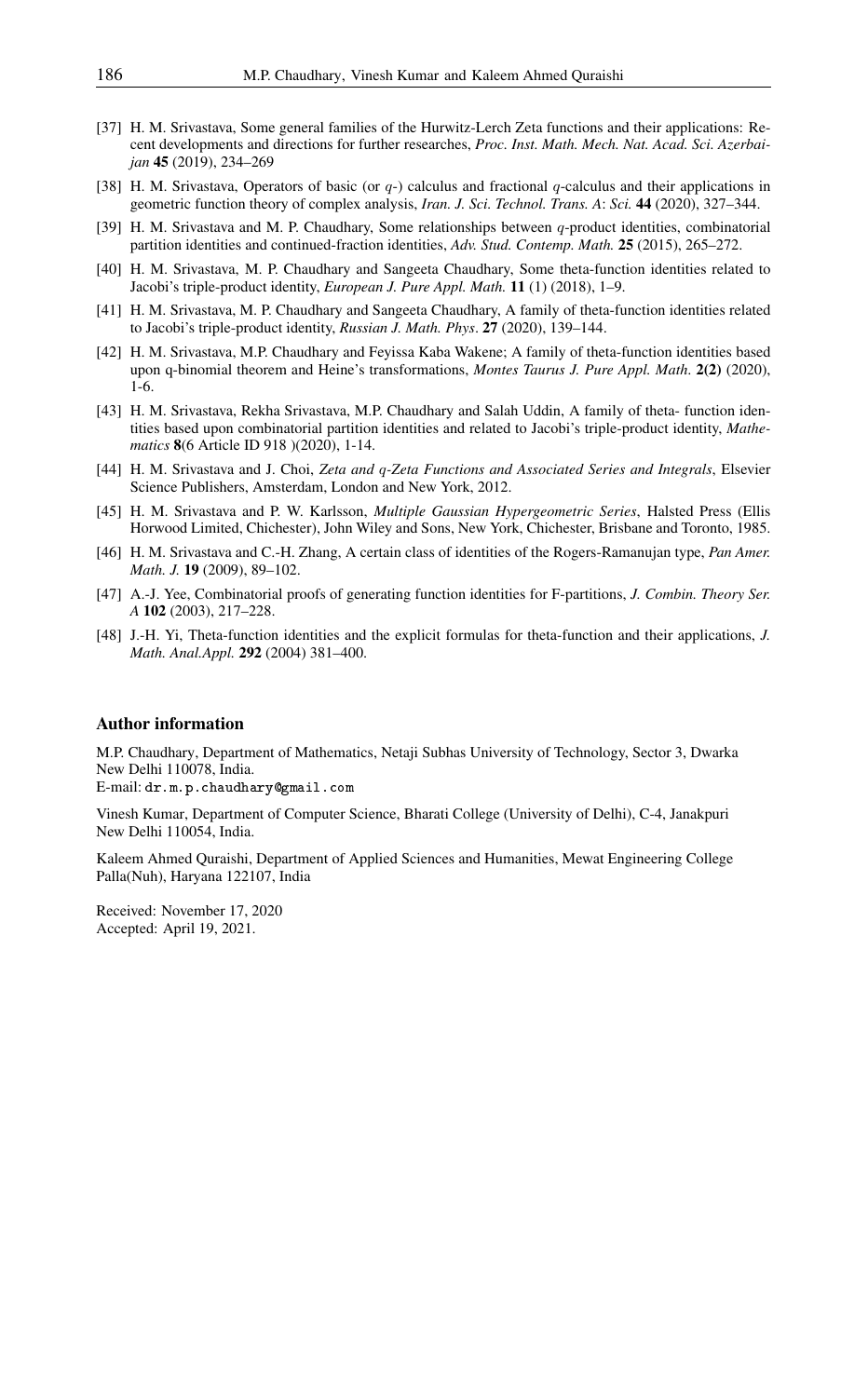[37] H. M. Srivastava, Some general families of the Hurwitz-Lerch Zeta functions and their applications: Recent developments and directions for further researches, *Proc. Inst. Math. Mech. Nat. Acad. Sci. Azerbaijan* **45** (2019), 234–269

[38] H. M. Srivastava, Operators of basic (or $q$-) calculus and fractional $q$-calculus and their applications in geometric function theory of complex analysis, *Iran. J. Sci. Technol. Trans. A*: *Sci.* **44** (2020), 327–344.

[39] H. M. Srivastava and M. P. Chaudhary, Some relationships between $q$-product identities, combinatorial partition identities and continued-fraction identities, *Adv. Stud. Contemp. Math.* **25** (2015), 265–272.

[40] H. M. Srivastava, M. P. Chaudhary and Sangeeta Chaudhary, Some theta-function identities related to Jacobi's triple-product identity, *European J. Pure Appl. Math.* **11** (1) (2018), 1–9.

[41] H. M. Srivastava, M. P. Chaudhary and Sangeeta Chaudhary, A family of theta-function identities related to Jacobi's triple-product identity, *Russian J. Math. Phys*. **27** (2020), 139–144.

[42] H. M. Srivastava, M.P. Chaudhary and Feyissa Kaba Wakene; A family of theta-function identities based upon q-binomial theorem and Heine's transformations, *Montes Taurus J. Pure Appl. Math.* **2(2)** (2020), 1-6.

[43] H. M. Srivastava, Rekha Srivastava, M.P. Chaudhary and Salah Uddin, A family of theta- function identities based upon combinatorial partition identities and related to Jacobi's triple-product identity, *Mathematics* **8**(6 Article ID 918 )(2020), 1-14.

[44] H. M. Srivastava and J. Choi, *Zeta and q-Zeta Functions and Associated Series and Integrals*, Elsevier Science Publishers, Amsterdam, London and New York, 2012.

[45] H. M. Srivastava and P. W. Karlsson, *Multiple Gaussian Hypergeometric Series*, Halsted Press (Ellis Horwood Limited, Chichester), John Wiley and Sons, New York, Chichester, Brisbane and Toronto, 1985.

[46] H. M. Srivastava and C.-H. Zhang, A certain class of identities of the Rogers-Ramanujan type, *Pan Amer. Math. J.* **19** (2009), 89–102.

[47] A.-J. Yee, Combinatorial proofs of generating function identities for F-partitions, *J. Combin. Theory Ser. A* **102** (2003), 217–228.

[48] J.-H. Yi, Theta-function identities and the explicit formulas for theta-function and their applications, *J. Math. Anal.Appl.* **292** (2004) 381–400.

## Author information

M.P. Chaudhary, Department of Mathematics, Netaji Subhas University of Technology, Sector 3, Dwarka New Delhi 110078, India.
E-mail: dr.m.p.chaudhary@gmail.com

Vinesh Kumar, Department of Computer Science, Bharati College (University of Delhi), C-4, Janakpuri New Delhi 110054, India.

Kaleem Ahmed Quraishi, Department of Applied Sciences and Humanities, Mewat Engineering College Palla(Nuh), Haryana 122107, India

Received: November 17, 2020
Accepted: April 19, 2021.